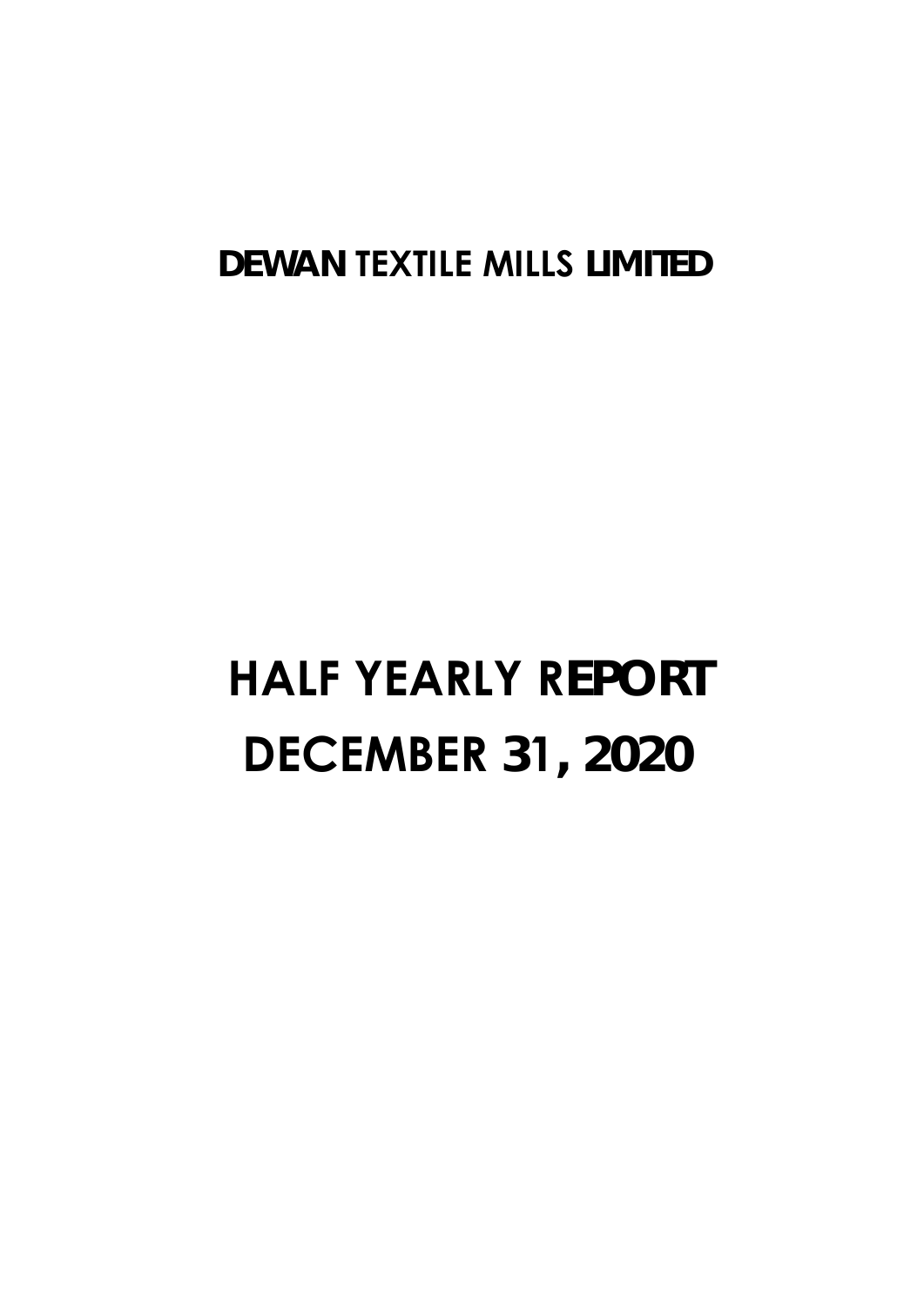# DEWAN TEXTILE MILLS LIMITED

# HALF YEARLY REPORT
# DECEMBER 31, 2020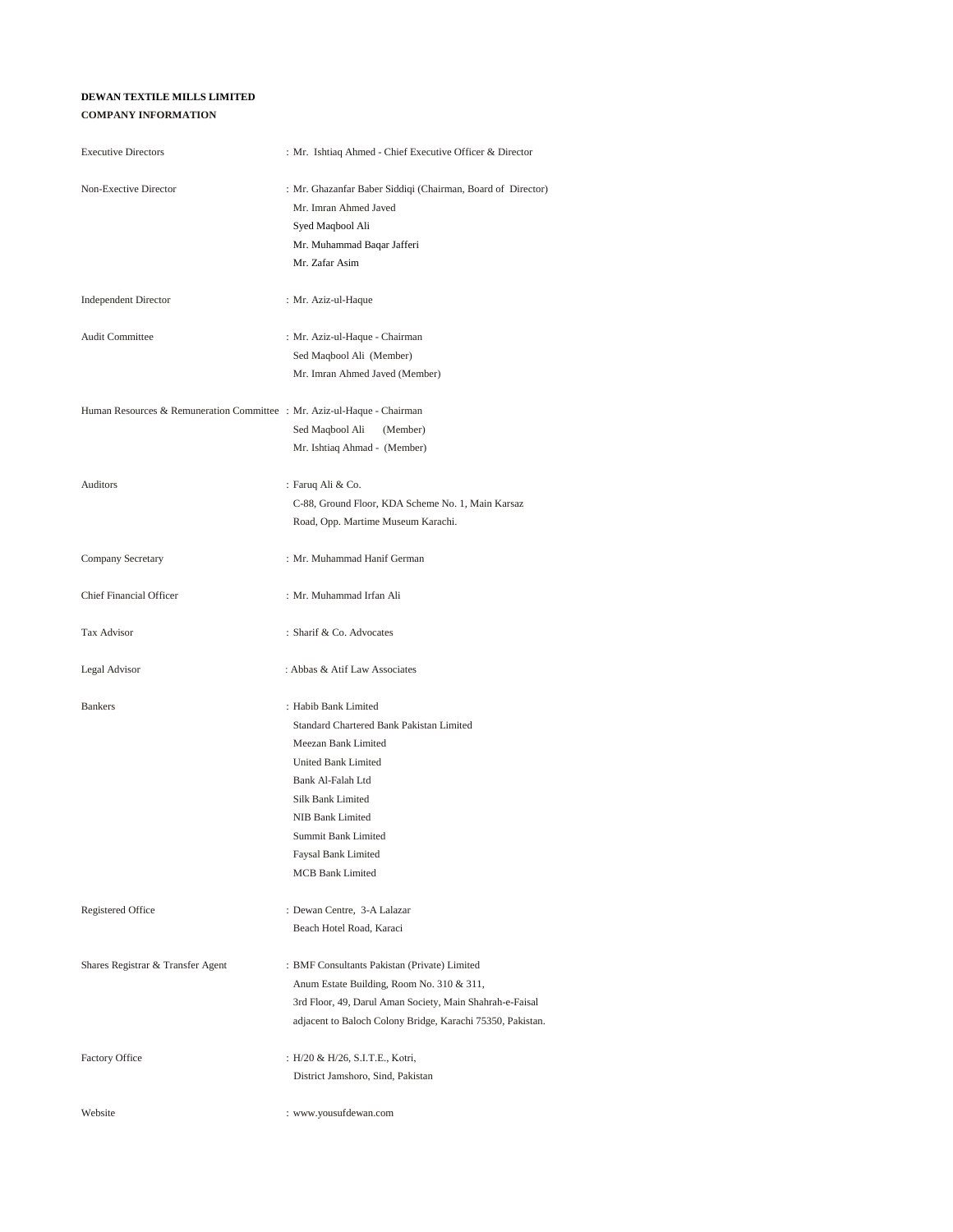**DEWAN TEXTILE MILLS LIMITED**

**COMPANY INFORMATION**

| | |
|---|---|
| Executive Directors | : Mr. Ishtiaq Ahmed - Chief Executive Officer & Director |
| Non-Exective Director | : Mr. Ghazanfar Baber Siddiqi (Chairman, Board of Director)<br>Mr. Imran Ahmed Javed<br>Syed Maqbool Ali<br>Mr. Muhammad Baqar Jafferi<br>Mr. Zafar Asim |
| Independent Director | : Mr. Aziz-ul-Haque |
| Audit Committee | : Mr. Aziz-ul-Haque - Chairman<br>Sed Maqbool Ali (Member)<br>Mr. Imran Ahmed Javed (Member) |
| Human Resources & Remuneration Committee | : Mr. Aziz-ul-Haque - Chairman<br>Sed Maqbool Ali (Member)<br>Mr. Ishtiaq Ahmad - (Member) |
| Auditors | : Faruq Ali & Co.<br>C-88, Ground Floor, KDA Scheme No. 1, Main Karsaz<br>Road, Opp. Martime Museum Karachi. |
| Company Secretary | : Mr. Muhammad Hanif German |
| Chief Financial Officer | : Mr. Muhammad Irfan Ali |
| Tax Advisor | : Sharif & Co. Advocates |
| Legal Advisor | : Abbas & Atif Law Associates |
| Bankers | : Habib Bank Limited<br>Standard Chartered Bank Pakistan Limited<br>Meezan Bank Limited<br>United Bank Limited<br>Bank Al-Falah Ltd<br>Silk Bank Limited<br>NIB Bank Limited<br>Summit Bank Limited<br>Faysal Bank Limited<br>MCB Bank Limited |
| Registered Office | : Dewan Centre, 3-A Lalazar<br>Beach Hotel Road, Karaci |
| Shares Registrar & Transfer Agent | : BMF Consultants Pakistan (Private) Limited<br>Anum Estate Building, Room No. 310 & 311,<br>3rd Floor, 49, Darul Aman Society, Main Shahrah-e-Faisal<br>adjacent to Baloch Colony Bridge, Karachi 75350, Pakistan. |
| Factory Office | : H/20 & H/26, S.I.T.E., Kotri,<br>District Jamshoro, Sind, Pakistan |
| Website | : www.yousufdewan.com |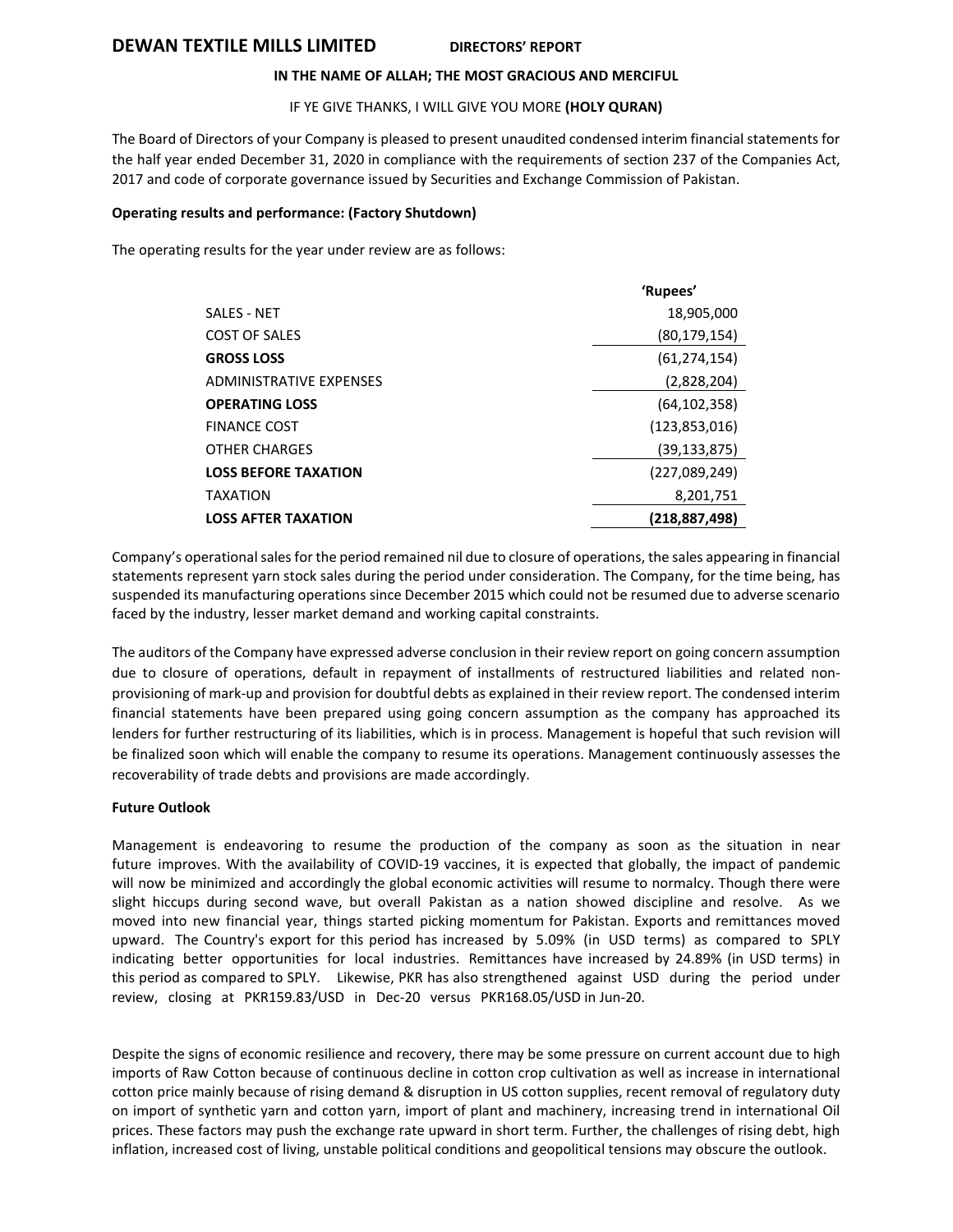# DEWAN TEXTILE MILLS LIMITED

## DIRECTORS' REPORT

**IN THE NAME OF ALLAH; THE MOST GRACIOUS AND MERCIFUL**

IF YE GIVE THANKS, I WILL GIVE YOU MORE **(HOLY QURAN)**

The Board of Directors of your Company is pleased to present unaudited condensed interim financial statements for the half year ended December 31, 2020 in compliance with the requirements of section 237 of the Companies Act, 2017 and code of corporate governance issued by Securities and Exchange Commission of Pakistan.

**Operating results and performance: (Factory Shutdown)**

The operating results for the year under review are as follows:

| | 'Rupees' |
|---|---|
| SALES - NET | 18,905,000 |
| COST OF SALES | (80,179,154) |
| **GROSS LOSS** | (61,274,154) |
| ADMINISTRATIVE EXPENSES | (2,828,204) |
| **OPERATING LOSS** | (64,102,358) |
| FINANCE COST | (123,853,016) |
| OTHER CHARGES | (39,133,875) |
| **LOSS BEFORE TAXATION** | (227,089,249) |
| TAXATION | 8,201,751 |
| **LOSS AFTER TAXATION** | **(218,887,498)** |

Company's operational sales for the period remained nil due to closure of operations, the sales appearing in financial statements represent yarn stock sales during the period under consideration. The Company, for the time being, has suspended its manufacturing operations since December 2015 which could not be resumed due to adverse scenario faced by the industry, lesser market demand and working capital constraints.

The auditors of the Company have expressed adverse conclusion in their review report on going concern assumption due to closure of operations, default in repayment of installments of restructured liabilities and related non-provisioning of mark-up and provision for doubtful debts as explained in their review report. The condensed interim financial statements have been prepared using going concern assumption as the company has approached its lenders for further restructuring of its liabilities, which is in process. Management is hopeful that such revision will be finalized soon which will enable the company to resume its operations. Management continuously assesses the recoverability of trade debts and provisions are made accordingly.

**Future Outlook**

Management is endeavoring to resume the production of the company as soon as the situation in near future improves. With the availability of COVID-19 vaccines, it is expected that globally, the impact of pandemic will now be minimized and accordingly the global economic activities will resume to normalcy. Though there were slight hiccups during second wave, but overall Pakistan as a nation showed discipline and resolve. As we moved into new financial year, things started picking momentum for Pakistan. Exports and remittances moved upward. The Country's export for this period has increased by 5.09% (in USD terms) as compared to SPLY indicating better opportunities for local industries. Remittances have increased by 24.89% (in USD terms) in this period as compared to SPLY. Likewise, PKR has also strengthened against USD during the period under review, closing at PKR159.83/USD in Dec-20 versus PKR168.05/USD in Jun-20.

Despite the signs of economic resilience and recovery, there may be some pressure on current account due to high imports of Raw Cotton because of continuous decline in cotton crop cultivation as well as increase in international cotton price mainly because of rising demand & disruption in US cotton supplies, recent removal of regulatory duty on import of synthetic yarn and cotton yarn, import of plant and machinery, increasing trend in international Oil prices. These factors may push the exchange rate upward in short term. Further, the challenges of rising debt, high inflation, increased cost of living, unstable political conditions and geopolitical tensions may obscure the outlook.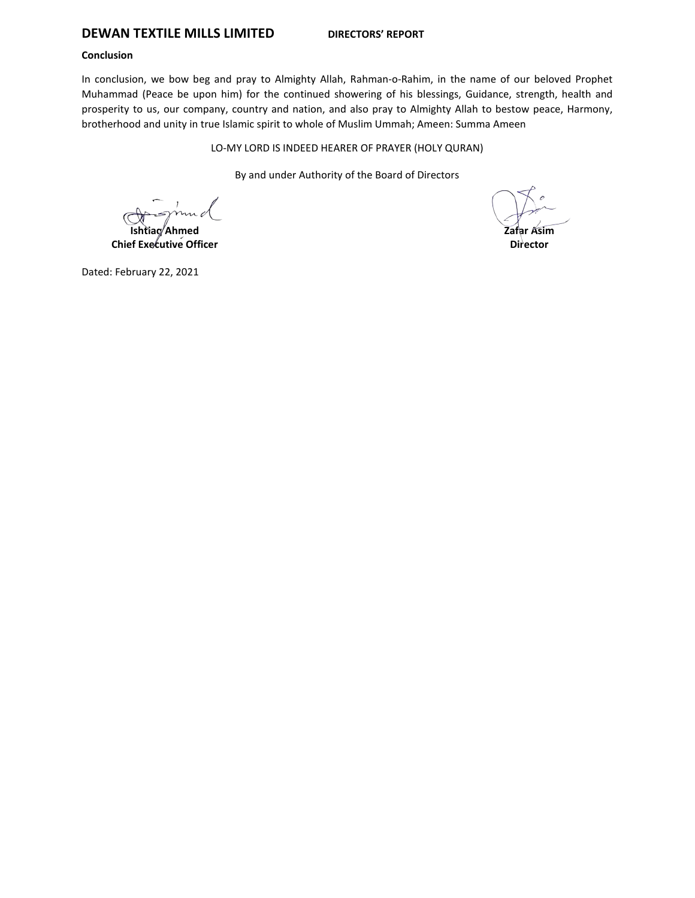## Conclusion

In conclusion, we bow beg and pray to Almighty Allah, Rahman-o-Rahim, in the name of our beloved Prophet Muhammad (Peace be upon him) for the continued showering of his blessings, Guidance, strength, health and prosperity to us, our company, country and nation, and also pray to Almighty Allah to bestow peace, Harmony, brotherhood and unity in true Islamic spirit to whole of Muslim Ummah; Ameen: Summa Ameen

LO-MY LORD IS INDEED HEARER OF PRAYER (HOLY QURAN)

By and under Authority of the Board of Directors

**Ishtiaq Ahmed**
**Chief Executive Officer**

**Zafar Asim**
**Director**

Dated: February 22, 2021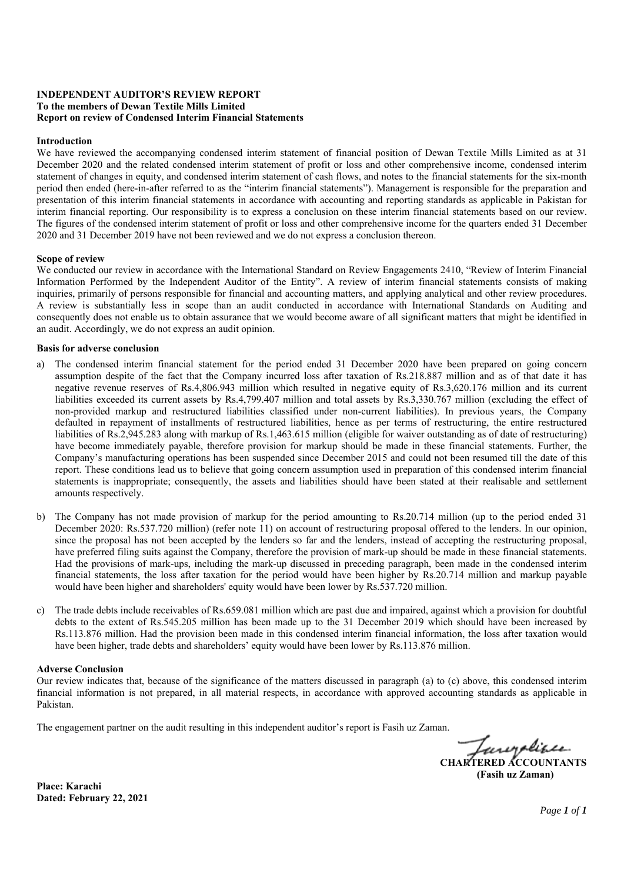**INDEPENDENT AUDITOR'S REVIEW REPORT**
**To the members of Dewan Textile Mills Limited**
**Report on review of Condensed Interim Financial Statements**

**Introduction**

We have reviewed the accompanying condensed interim statement of financial position of Dewan Textile Mills Limited as at 31 December 2020 and the related condensed interim statement of profit or loss and other comprehensive income, condensed interim statement of changes in equity, and condensed interim statement of cash flows, and notes to the financial statements for the six-month period then ended (here-in-after referred to as the "interim financial statements"). Management is responsible for the preparation and presentation of this interim financial statements in accordance with accounting and reporting standards as applicable in Pakistan for interim financial reporting. Our responsibility is to express a conclusion on these interim financial statements based on our review. The figures of the condensed interim statement of profit or loss and other comprehensive income for the quarters ended 31 December 2020 and 31 December 2019 have not been reviewed and we do not express a conclusion thereon.

**Scope of review**

We conducted our review in accordance with the International Standard on Review Engagements 2410, "Review of Interim Financial Information Performed by the Independent Auditor of the Entity". A review of interim financial statements consists of making inquiries, primarily of persons responsible for financial and accounting matters, and applying analytical and other review procedures. A review is substantially less in scope than an audit conducted in accordance with International Standards on Auditing and consequently does not enable us to obtain assurance that we would become aware of all significant matters that might be identified in an audit. Accordingly, we do not express an audit opinion.

**Basis for adverse conclusion**

a) The condensed interim financial statement for the period ended 31 December 2020 have been prepared on going concern assumption despite of the fact that the Company incurred loss after taxation of Rs.218.887 million and as of that date it has negative revenue reserves of Rs.4,806.943 million which resulted in negative equity of Rs.3,620.176 million and its current liabilities exceeded its current assets by Rs.4,799.407 million and total assets by Rs.3,330.767 million (excluding the effect of non-provided markup and restructured liabilities classified under non-current liabilities). In previous years, the Company defaulted in repayment of installments of restructured liabilities, hence as per terms of restructuring, the entire restructured liabilities of Rs.2,945.283 along with markup of Rs.1,463.615 million (eligible for waiver outstanding as of date of restructuring) have become immediately payable, therefore provision for markup should be made in these financial statements. Further, the Company's manufacturing operations has been suspended since December 2015 and could not been resumed till the date of this report. These conditions lead us to believe that going concern assumption used in preparation of this condensed interim financial statements is inappropriate; consequently, the assets and liabilities should have been stated at their realisable and settlement amounts respectively.

b) The Company has not made provision of markup for the period amounting to Rs.20.714 million (up to the period ended 31 December 2020: Rs.537.720 million) (refer note 11) on account of restructuring proposal offered to the lenders. In our opinion, since the proposal has not been accepted by the lenders so far and the lenders, instead of accepting the restructuring proposal, have preferred filing suits against the Company, therefore the provision of mark-up should be made in these financial statements. Had the provisions of mark-ups, including the mark-up discussed in preceding paragraph, been made in the condensed interim financial statements, the loss after taxation for the period would have been higher by Rs.20.714 million and markup payable would have been higher and shareholders' equity would have been lower by Rs.537.720 million.

c) The trade debts include receivables of Rs.659.081 million which are past due and impaired, against which a provision for doubtful debts to the extent of Rs.545.205 million has been made up to the 31 December 2019 which should have been increased by Rs.113.876 million. Had the provision been made in this condensed interim financial information, the loss after taxation would have been higher, trade debts and shareholders' equity would have been lower by Rs.113.876 million.

**Adverse Conclusion**

Our review indicates that, because of the significance of the matters discussed in paragraph (a) to (c) above, this condensed interim financial information is not prepared, in all material respects, in accordance with approved accounting standards as applicable in Pakistan.

The engagement partner on the audit resulting in this independent auditor's report is Fasih uz Zaman.

**CHARTERED ACCOUNTANTS**
**(Fasih uz Zaman)**

**Place: Karachi**
**Dated: February 22, 2021**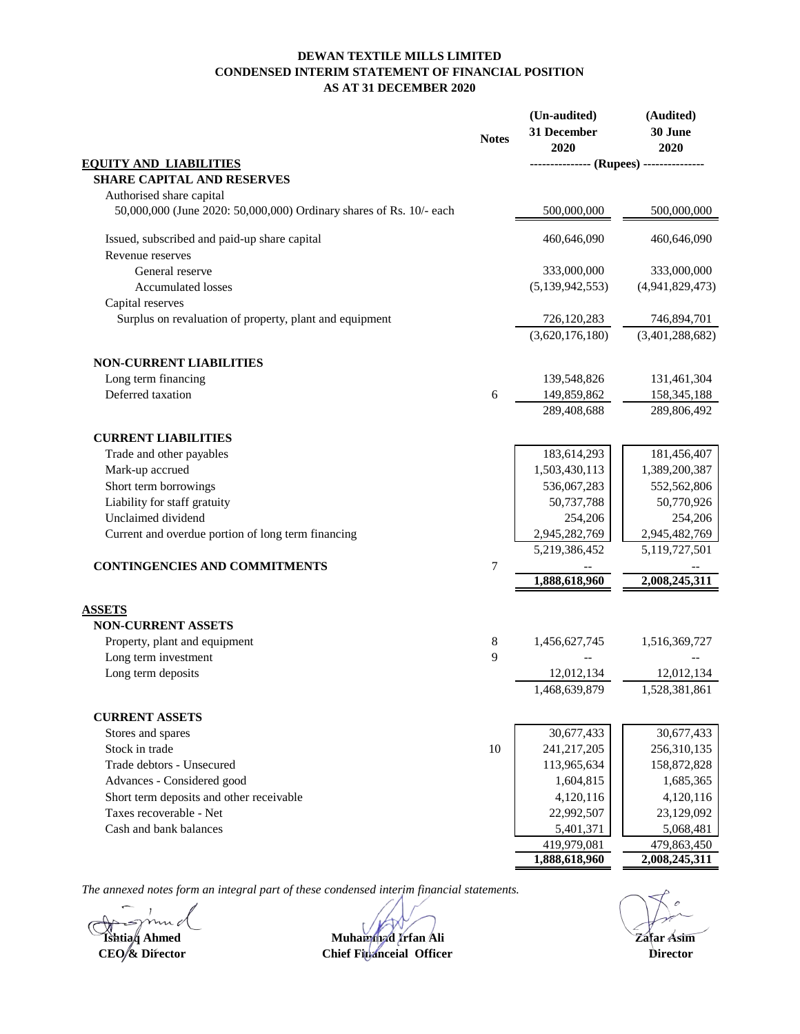# DEWAN TEXTILE MILLS LIMITED
## CONDENSED INTERIM STATEMENT OF FINANCIAL POSITION
## AS AT 31 DECEMBER 2020

| | Notes | (Un-audited) 31 December 2020 | (Audited) 30 June 2020 |
|---|---|---|---|
| **EQUITY AND LIABILITIES** | | --------------- (Rupees) --------------- | |
| **SHARE CAPITAL AND RESERVES** | | | |
| Authorised share capital | | | |
| 50,000,000 (June 2020: 50,000,000) Ordinary shares of Rs. 10/- each | | 500,000,000 | 500,000,000 |
| Issued, subscribed and paid-up share capital | | 460,646,090 | 460,646,090 |
| Revenue reserves | | | |
| General reserve | | 333,000,000 | 333,000,000 |
| Accumulated losses | | (5,139,942,553) | (4,941,829,473) |
| Capital reserves | | | |
| Surplus on revaluation of property, plant and equipment | | 726,120,283 | 746,894,701 |
| | | (3,620,176,180) | (3,401,288,682) |
| **NON-CURRENT LIABILITIES** | | | |
| Long term financing | | 139,548,826 | 131,461,304 |
| Deferred taxation | 6 | 149,859,862 | 158,345,188 |
| | | 289,408,688 | 289,806,492 |
| **CURRENT LIABILITIES** | | | |
| Trade and other payables | | 183,614,293 | 181,456,407 |
| Mark-up accrued | | 1,503,430,113 | 1,389,200,387 |
| Short term borrowings | | 536,067,283 | 552,562,806 |
| Liability for staff gratuity | | 50,737,788 | 50,770,926 |
| Unclaimed dividend | | 254,206 | 254,206 |
| Current and overdue portion of long term financing | | 2,945,282,769 | 2,945,482,769 |
| | | 5,219,386,452 | 5,119,727,501 |
| **CONTINGENCIES AND COMMITMENTS** | 7 | -- | -- |
| | | **1,888,618,960** | **2,008,245,311** |
| **ASSETS** | | | |
| **NON-CURRENT ASSETS** | | | |
| Property, plant and equipment | 8 | 1,456,627,745 | 1,516,369,727 |
| Long term investment | 9 | -- | -- |
| Long term deposits | | 12,012,134 | 12,012,134 |
| | | 1,468,639,879 | 1,528,381,861 |
| **CURRENT ASSETS** | | | |
| Stores and spares | | 30,677,433 | 30,677,433 |
| Stock in trade | 10 | 241,217,205 | 256,310,135 |
| Trade debtors - Unsecured | | 113,965,634 | 158,872,828 |
| Advances - Considered good | | 1,604,815 | 1,685,365 |
| Short term deposits and other receivable | | 4,120,116 | 4,120,116 |
| Taxes recoverable - Net | | 22,992,507 | 23,129,092 |
| Cash and bank balances | | 5,401,371 | 5,068,481 |
| | | 419,979,081 | 479,863,450 |
| | | **1,888,618,960** | **2,008,245,311** |

*The annexed notes form an integral part of these condensed interim financial statements.*

| **Ishtiaq Ahmed** | **Muhammad Irfan Ali** | **Zafar Asim** |
|---|---|---|
| **CEO & Director** | **Chief Financeial Officer** | **Director** |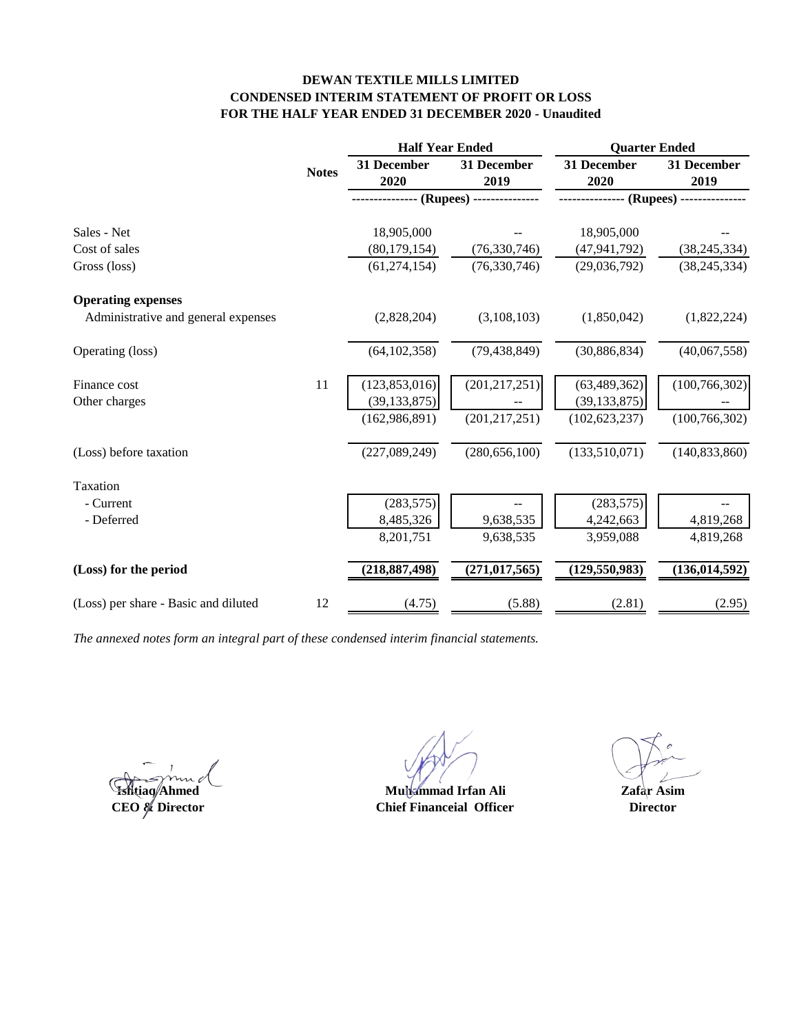# DEWAN TEXTILE MILLS LIMITED
## CONDENSED INTERIM STATEMENT OF PROFIT OR LOSS
## FOR THE HALF YEAR ENDED 31 DECEMBER 2020 - Unaudited

| | Notes | Half Year Ended | | Quarter Ended | |
|---|---|---|---|---|---|
| | | 31 December 2020 | 31 December 2019 | 31 December 2020 | 31 December 2019 |
| | | (Rupees) | | (Rupees) | |
| Sales - Net | | 18,905,000 | -- | 18,905,000 | -- |
| Cost of sales | | (80,179,154) | (76,330,746) | (47,941,792) | (38,245,334) |
| Gross (loss) | | (61,274,154) | (76,330,746) | (29,036,792) | (38,245,334) |
| **Operating expenses** | | | | | |
| Administrative and general expenses | | (2,828,204) | (3,108,103) | (1,850,042) | (1,822,224) |
| Operating (loss) | | (64,102,358) | (79,438,849) | (30,886,834) | (40,067,558) |
| Finance cost | 11 | (123,853,016) | (201,217,251) | (63,489,362) | (100,766,302) |
| Other charges | | (39,133,875) | -- | (39,133,875) | -- |
| | | (162,986,891) | (201,217,251) | (102,623,237) | (100,766,302) |
| (Loss) before taxation | | (227,089,249) | (280,656,100) | (133,510,071) | (140,833,860) |
| Taxation | | | | | |
| - Current | | (283,575) | -- | (283,575) | -- |
| - Deferred | | 8,485,326 | 9,638,535 | 4,242,663 | 4,819,268 |
| | | 8,201,751 | 9,638,535 | 3,959,088 | 4,819,268 |
| **(Loss) for the period** | | **(218,887,498)** | **(271,017,565)** | **(129,550,983)** | **(136,014,592)** |
| (Loss) per share - Basic and diluted | 12 | (4.75) | (5.88) | (2.81) | (2.95) |

*The annexed notes form an integral part of these condensed interim financial statements.*

| | | |
|---|---|---|
| **Ishtiaq Ahmed** | **Muhammad Irfan Ali** | **Zafar Asim** |
| **CEO & Director** | **Chief Financeial Officer** | **Director** |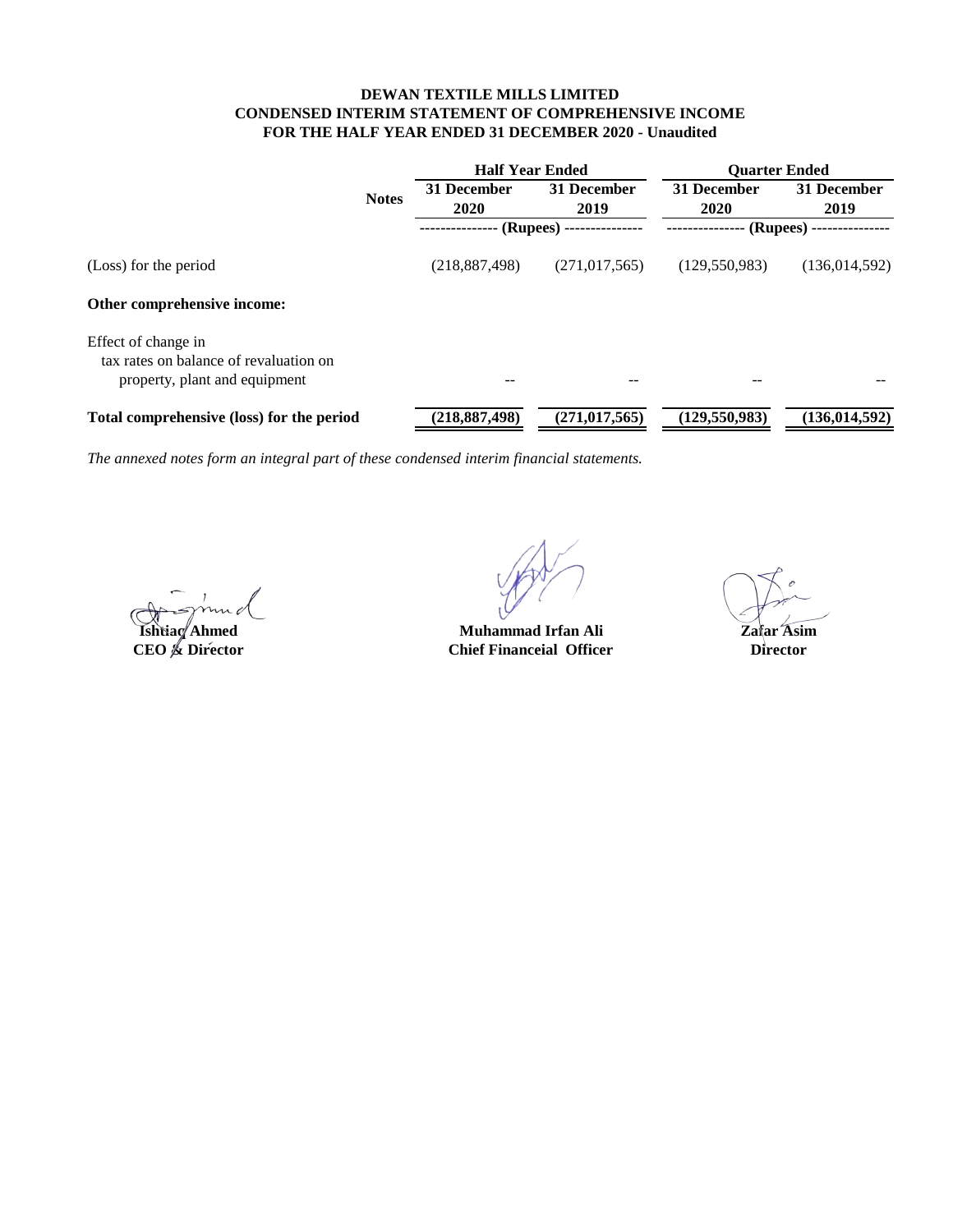**DEWAN TEXTILE MILLS LIMITED**
**CONDENSED INTERIM STATEMENT OF COMPREHENSIVE INCOME**
**FOR THE HALF YEAR ENDED 31 DECEMBER 2020 - Unaudited**

| | Notes | Half Year Ended | | Quarter Ended | |
|---|---|---|---|---|---|
| | | 31 December 2020 | 31 December 2019 | 31 December 2020 | 31 December 2019 |
| | | (Rupees) | | (Rupees) | |
| (Loss) for the period | | (218,887,498) | (271,017,565) | (129,550,983) | (136,014,592) |
| **Other comprehensive income:** | | | | | |
| Effect of change in tax rates on balance of revaluation on property, plant and equipment | | -- | -- | -- | -- |
| **Total comprehensive (loss) for the period** | | **(218,887,498)** | **(271,017,565)** | **(129,550,983)** | **(136,014,592)** |

*The annexed notes form an integral part of these condensed interim financial statements.*

| | | |
|---|---|---|
| **Ishtiaq Ahmed** | **Muhammad Irfan Ali** | **Zafar Asim** |
| **CEO & Director** | **Chief Financeial Officer** | **Director** |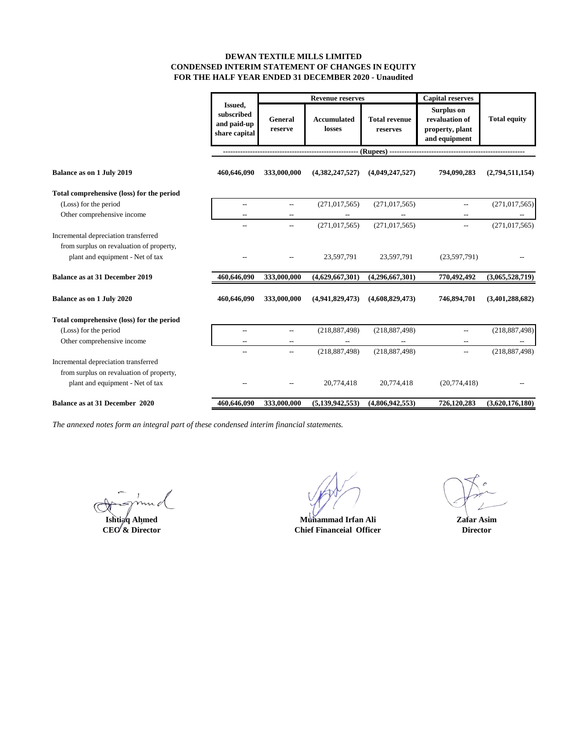# DEWAN TEXTILE MILLS LIMITED
## CONDENSED INTERIM STATEMENT OF CHANGES IN EQUITY
## FOR THE HALF YEAR ENDED 31 DECEMBER 2020 - Unaudited

| | Issued, subscribed and paid-up share capital | Revenue reserves | | | Capital reserves | Total equity |
|---|---|---|---|---|---|---|
| | | General reserve | Accumulated losses | Total revenue reserves | Surplus on revaluation of property, plant and equipment | |
| | (Rupees) | | | | | |
| **Balance as on 1 July 2019** | **460,646,090** | **333,000,000** | **(4,382,247,527)** | **(4,049,247,527)** | **794,090,283** | **(2,794,511,154)** |
| **Total comprehensive (loss) for the period** | | | | | | |
| (Loss) for the period | -- | -- | (271,017,565) | (271,017,565) | -- | (271,017,565) |
| Other comprehensive income | -- | -- | -- | -- | -- | -- |
| | -- | -- | (271,017,565) | (271,017,565) | -- | (271,017,565) |
| Incremental depreciation transferred from surplus on revaluation of property, plant and equipment - Net of tax | -- | -- | 23,597,791 | 23,597,791 | (23,597,791) | -- |
| **Balance as at 31 December 2019** | **460,646,090** | **333,000,000** | **(4,629,667,301)** | **(4,296,667,301)** | **770,492,492** | **(3,065,528,719)** |
| **Balance as on 1 July 2020** | **460,646,090** | **333,000,000** | **(4,941,829,473)** | **(4,608,829,473)** | **746,894,701** | **(3,401,288,682)** |
| **Total comprehensive (loss) for the period** | | | | | | |
| (Loss) for the period | -- | -- | (218,887,498) | (218,887,498) | -- | (218,887,498) |
| Other comprehensive income | -- | -- | -- | -- | -- | -- |
| | -- | -- | (218,887,498) | (218,887,498) | -- | (218,887,498) |
| Incremental depreciation transferred from surplus on revaluation of property, plant and equipment - Net of tax | -- | -- | 20,774,418 | 20,774,418 | (20,774,418) | -- |
| **Balance as at 31 December 2020** | **460,646,090** | **333,000,000** | **(5,139,942,553)** | **(4,806,942,553)** | **726,120,283** | **(3,620,176,180)** |

*The annexed notes form an integral part of these condensed interim financial statements.*

| **Ishtiaq Ahmed** | **Muhammad Irfan Ali** | **Zafar Asim** |
|---|---|---|
| **CEO & Director** | **Chief Financeial Officer** | **Director** |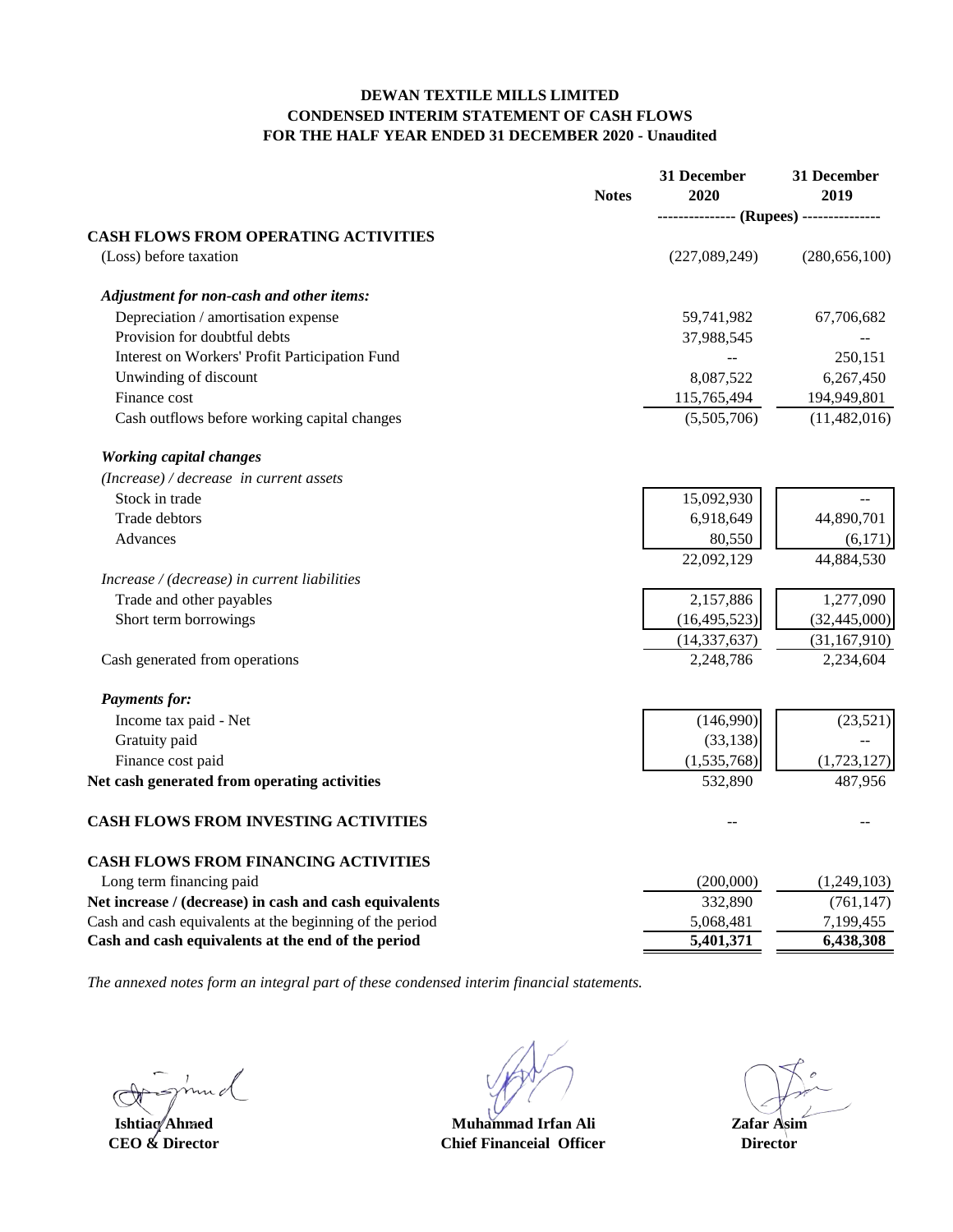**DEWAN TEXTILE MILLS LIMITED**
**CONDENSED INTERIM STATEMENT OF CASH FLOWS**
**FOR THE HALF YEAR ENDED 31 DECEMBER 2020 - Unaudited**

| | Notes | 31 December 2020 | 31 December 2019 |
|---|---|---|---|
| | | (Rupees) | |
| **CASH FLOWS FROM OPERATING ACTIVITIES** | | | |
| (Loss) before taxation | | (227,089,249) | (280,656,100) |
| ***Adjustment for non-cash and other items:*** | | | |
| Depreciation / amortisation expense | | 59,741,982 | 67,706,682 |
| Provision for doubtful debts | | 37,988,545 | -- |
| Interest on Workers' Profit Participation Fund | | -- | 250,151 |
| Unwinding of discount | | 8,087,522 | 6,267,450 |
| Finance cost | | 115,765,494 | 194,949,801 |
| Cash outflows before working capital changes | | (5,505,706) | (11,482,016) |
| ***Working capital changes*** | | | |
| *(Increase) / decrease in current assets* | | | |
| Stock in trade | | 15,092,930 | -- |
| Trade debtors | | 6,918,649 | 44,890,701 |
| Advances | | 80,550 | (6,171) |
| | | 22,092,129 | 44,884,530 |
| *Increase / (decrease) in current liabilities* | | | |
| Trade and other payables | | 2,157,886 | 1,277,090 |
| Short term borrowings | | (16,495,523) | (32,445,000) |
| | | (14,337,637) | (31,167,910) |
| Cash generated from operations | | 2,248,786 | 2,234,604 |
| ***Payments for:*** | | | |
| Income tax paid - Net | | (146,990) | (23,521) |
| Gratuity paid | | (33,138) | -- |
| Finance cost paid | | (1,535,768) | (1,723,127) |
| **Net cash generated from operating activities** | | 532,890 | 487,956 |
| **CASH FLOWS FROM INVESTING ACTIVITIES** | | -- | -- |
| **CASH FLOWS FROM FINANCING ACTIVITIES** | | | |
| Long term financing paid | | (200,000) | (1,249,103) |
| **Net increase / (decrease) in cash and cash equivalents** | | 332,890 | (761,147) |
| Cash and cash equivalents at the beginning of the period | | 5,068,481 | 7,199,455 |
| **Cash and cash equivalents at the end of the period** | | **5,401,371** | **6,438,308** |

*The annexed notes form an integral part of these condensed interim financial statements.*

| **Ishtiaq Ahmed** | **Muhammad Irfan Ali** | **Zafar Asim** |
|---|---|---|
| **CEO & Director** | **Chief Financeial Officer** | **Director** |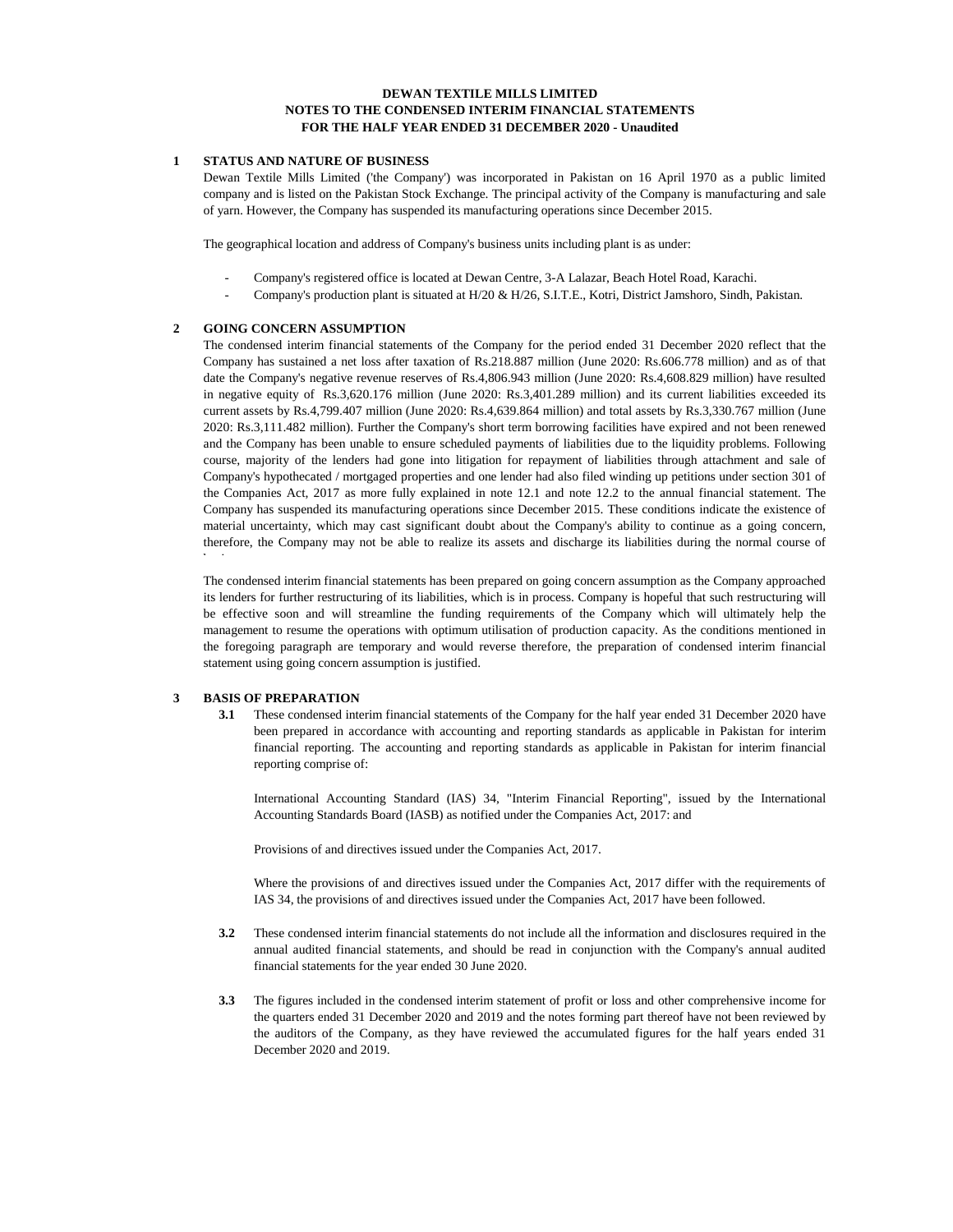**DEWAN TEXTILE MILLS LIMITED**
**NOTES TO THE CONDENSED INTERIM FINANCIAL STATEMENTS**
**FOR THE HALF YEAR ENDED 31 DECEMBER 2020 - Unaudited**

## 1 STATUS AND NATURE OF BUSINESS

Dewan Textile Mills Limited ('the Company') was incorporated in Pakistan on 16 April 1970 as a public limited company and is listed on the Pakistan Stock Exchange. The principal activity of the Company is manufacturing and sale of yarn. However, the Company has suspended its manufacturing operations since December 2015.

The geographical location and address of Company's business units including plant is as under:

- Company's registered office is located at Dewan Centre, 3-A Lalazar, Beach Hotel Road, Karachi.
- Company's production plant is situated at H/20 & H/26, S.I.T.E., Kotri, District Jamshoro, Sindh, Pakistan.

## 2 GOING CONCERN ASSUMPTION

The condensed interim financial statements of the Company for the period ended 31 December 2020 reflect that the Company has sustained a net loss after taxation of Rs.218.887 million (June 2020: Rs.606.778 million) and as of that date the Company's negative revenue reserves of Rs.4,806.943 million (June 2020: Rs.4,608.829 million) have resulted in negative equity of Rs.3,620.176 million (June 2020: Rs.3,401.289 million) and its current liabilities exceeded its current assets by Rs.4,799.407 million (June 2020: Rs.4,639.864 million) and total assets by Rs.3,330.767 million (June 2020: Rs.3,111.482 million). Further the Company's short term borrowing facilities have expired and not been renewed and the Company has been unable to ensure scheduled payments of liabilities due to the liquidity problems. Following course, majority of the lenders had gone into litigation for repayment of liabilities through attachment and sale of Company's hypothecated / mortgaged properties and one lender had also filed winding up petitions under section 301 of the Companies Act, 2017 as more fully explained in note 12.1 and note 12.2 to the annual financial statement. The Company has suspended its manufacturing operations since December 2015. These conditions indicate the existence of material uncertainty, which may cast significant doubt about the Company's ability to continue as a going concern, therefore, the Company may not be able to realize its assets and discharge its liabilities during the normal course of business.

The condensed interim financial statements has been prepared on going concern assumption as the Company approached its lenders for further restructuring of its liabilities, which is in process. Company is hopeful that such restructuring will be effective soon and will streamline the funding requirements of the Company which will ultimately help the management to resume the operations with optimum utilisation of production capacity. As the conditions mentioned in the foregoing paragraph are temporary and would reverse therefore, the preparation of condensed interim financial statement using going concern assumption is justified.

## 3 BASIS OF PREPARATION

**3.1** These condensed interim financial statements of the Company for the half year ended 31 December 2020 have been prepared in accordance with accounting and reporting standards as applicable in Pakistan for interim financial reporting. The accounting and reporting standards as applicable in Pakistan for interim financial reporting comprise of:

International Accounting Standard (IAS) 34, "Interim Financial Reporting", issued by the International Accounting Standards Board (IASB) as notified under the Companies Act, 2017: and

Provisions of and directives issued under the Companies Act, 2017.

Where the provisions of and directives issued under the Companies Act, 2017 differ with the requirements of IAS 34, the provisions of and directives issued under the Companies Act, 2017 have been followed.

**3.2** These condensed interim financial statements do not include all the information and disclosures required in the annual audited financial statements, and should be read in conjunction with the Company's annual audited financial statements for the year ended 30 June 2020.

**3.3** The figures included in the condensed interim statement of profit or loss and other comprehensive income for the quarters ended 31 December 2020 and 2019 and the notes forming part thereof have not been reviewed by the auditors of the Company, as they have reviewed the accumulated figures for the half years ended 31 December 2020 and 2019.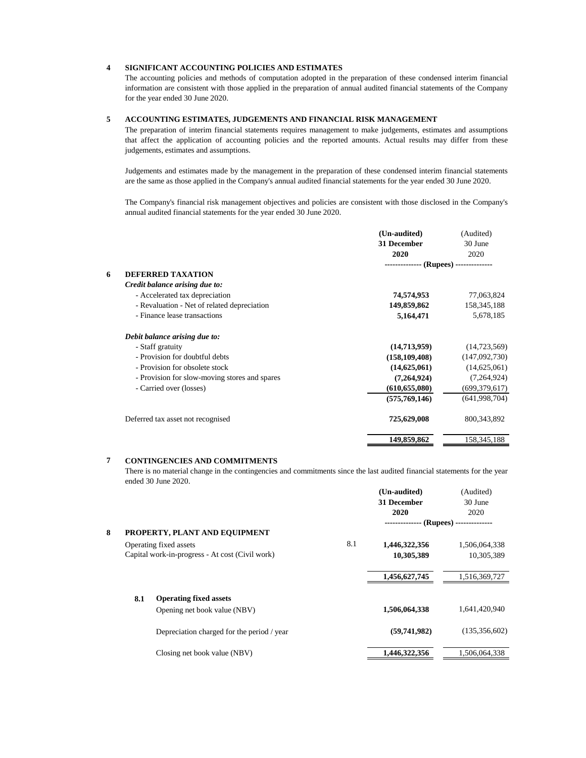## 4 SIGNIFICANT ACCOUNTING POLICIES AND ESTIMATES

The accounting policies and methods of computation adopted in the preparation of these condensed interim financial information are consistent with those applied in the preparation of annual audited financial statements of the Company for the year ended 30 June 2020.

## 5 ACCOUNTING ESTIMATES, JUDGEMENTS AND FINANCIAL RISK MANAGEMENT

The preparation of interim financial statements requires management to make judgements, estimates and assumptions that affect the application of accounting policies and the reported amounts. Actual results may differ from these judgements, estimates and assumptions.

Judgements and estimates made by the management in the preparation of these condensed interim financial statements are the same as those applied in the Company's annual audited financial statements for the year ended 30 June 2020.

The Company's financial risk management objectives and policies are consistent with those disclosed in the Company's annual audited financial statements for the year ended 30 June 2020.

| | **(Un-audited) 31 December 2020** | (Audited) 30 June 2020 |
|---|---|---|
| | **(Rupees)** | |
| **6 DEFERRED TAXATION** | | |
| ***Credit balance arising due to:*** | | |
| - Accelerated tax depreciation | **74,574,953** | 77,063,824 |
| - Revaluation - Net of related depreciation | **149,859,862** | 158,345,188 |
| - Finance lease transactions | **5,164,471** | 5,678,185 |
| ***Debit balance arising due to:*** | | |
| - Staff gratuity | **(14,713,959)** | (14,723,569) |
| - Provision for doubtful debts | **(158,109,408)** | (147,092,730) |
| - Provision for obsolete stock | **(14,625,061)** | (14,625,061) |
| - Provision for slow-moving stores and spares | **(7,264,924)** | (7,264,924) |
| - Carried over (losses) | **(610,655,080)** | (699,379,617) |
| | **(575,769,146)** | (641,998,704) |
| Deferred tax asset not recognised | **725,629,008** | 800,343,892 |
| | **149,859,862** | 158,345,188 |

## 7 CONTINGENCIES AND COMMITMENTS

There is no material change in the contingencies and commitments since the last audited financial statements for the year ended 30 June 2020.

| | Note | **(Un-audited) 31 December 2020** | (Audited) 30 June 2020 |
|---|---|---|---|
| | | **(Rupees)** | |
| **8 PROPERTY, PLANT AND EQUIPMENT** | | | |
| Operating fixed assets | 8.1 | **1,446,322,356** | 1,506,064,338 |
| Capital work-in-progress - At cost (Civil work) | | **10,305,389** | 10,305,389 |
| | | **1,456,627,745** | 1,516,369,727 |
| **8.1 Operating fixed assets** | | | |
| Opening net book value (NBV) | | **1,506,064,338** | 1,641,420,940 |
| Depreciation charged for the period / year | | **(59,741,982)** | (135,356,602) |
| Closing net book value (NBV) | | **1,446,322,356** | 1,506,064,338 |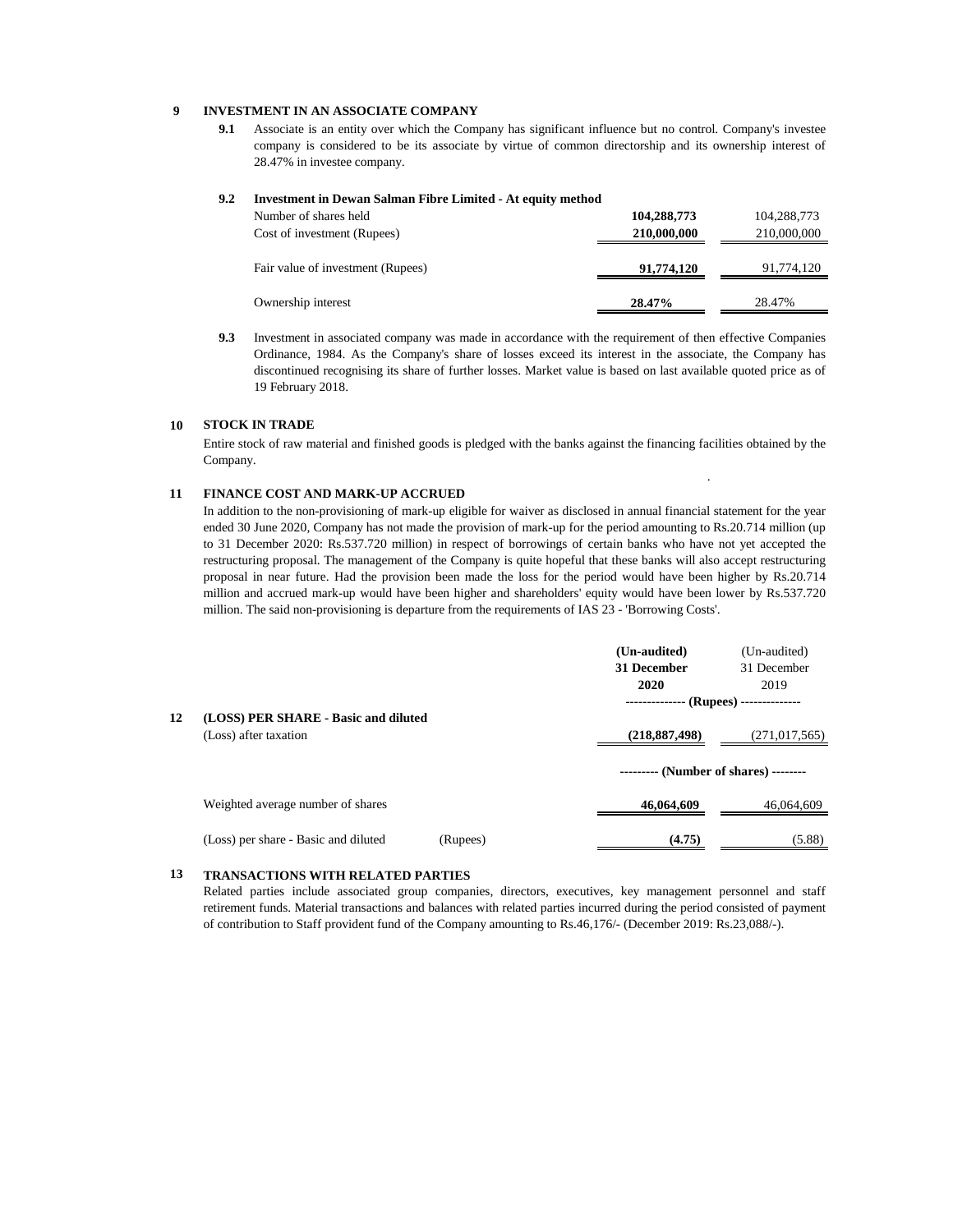## 9 INVESTMENT IN AN ASSOCIATE COMPANY

**9.1** Associate is an entity over which the Company has significant influence but no control. Company's investee company is considered to be its associate by virtue of common directorship and its ownership interest of 28.47% in investee company.

**9.2 Investment in Dewan Salman Fibre Limited - At equity method**

| | | |
|---|---|---|
| Number of shares held | **104,288,773** | 104,288,773 |
| Cost of investment (Rupees) | **210,000,000** | 210,000,000 |
| Fair value of investment (Rupees) | **91,774,120** | 91,774,120 |
| Ownership interest | **28.47%** | 28.47% |

**9.3** Investment in associated company was made in accordance with the requirement of then effective Companies Ordinance, 1984. As the Company's share of losses exceed its interest in the associate, the Company has discontinued recognising its share of further losses. Market value is based on last available quoted price as of 19 February 2018.

## 10 STOCK IN TRADE

Entire stock of raw material and finished goods is pledged with the banks against the financing facilities obtained by the Company.

## 11 FINANCE COST AND MARK-UP ACCRUED

In addition to the non-provisioning of mark-up eligible for waiver as disclosed in annual financial statement for the year ended 30 June 2020, Company has not made the provision of mark-up for the period amounting to Rs.20.714 million (up to 31 December 2020: Rs.537.720 million) in respect of borrowings of certain banks who have not yet accepted the restructuring proposal. The management of the Company is quite hopeful that these banks will also accept restructuring proposal in near future. Had the provision been made the loss for the period would have been higher by Rs.20.714 million and accrued mark-up would have been higher and shareholders' equity would have been lower by Rs.537.720 million. The said non-provisioning is departure from the requirements of IAS 23 - 'Borrowing Costs'.

| | | **(Un-audited) 31 December 2020** | (Un-audited) 31 December 2019 |
|---|---|---|---|
| | | -------------- (Rupees) -------------- | |
| **12 (LOSS) PER SHARE - Basic and diluted** | | | |
| (Loss) after taxation | | **(218,887,498)** | (271,017,565) |
| | | --------- (Number of shares) -------- | |
| Weighted average number of shares | | **46,064,609** | 46,064,609 |
| (Loss) per share - Basic and diluted | (Rupees) | **(4.75)** | (5.88) |

## 13 TRANSACTIONS WITH RELATED PARTIES

Related parties include associated group companies, directors, executives, key management personnel and staff retirement funds. Material transactions and balances with related parties incurred during the period consisted of payment of contribution to Staff provident fund of the Company amounting to Rs.46,176/- (December 2019: Rs.23,088/-).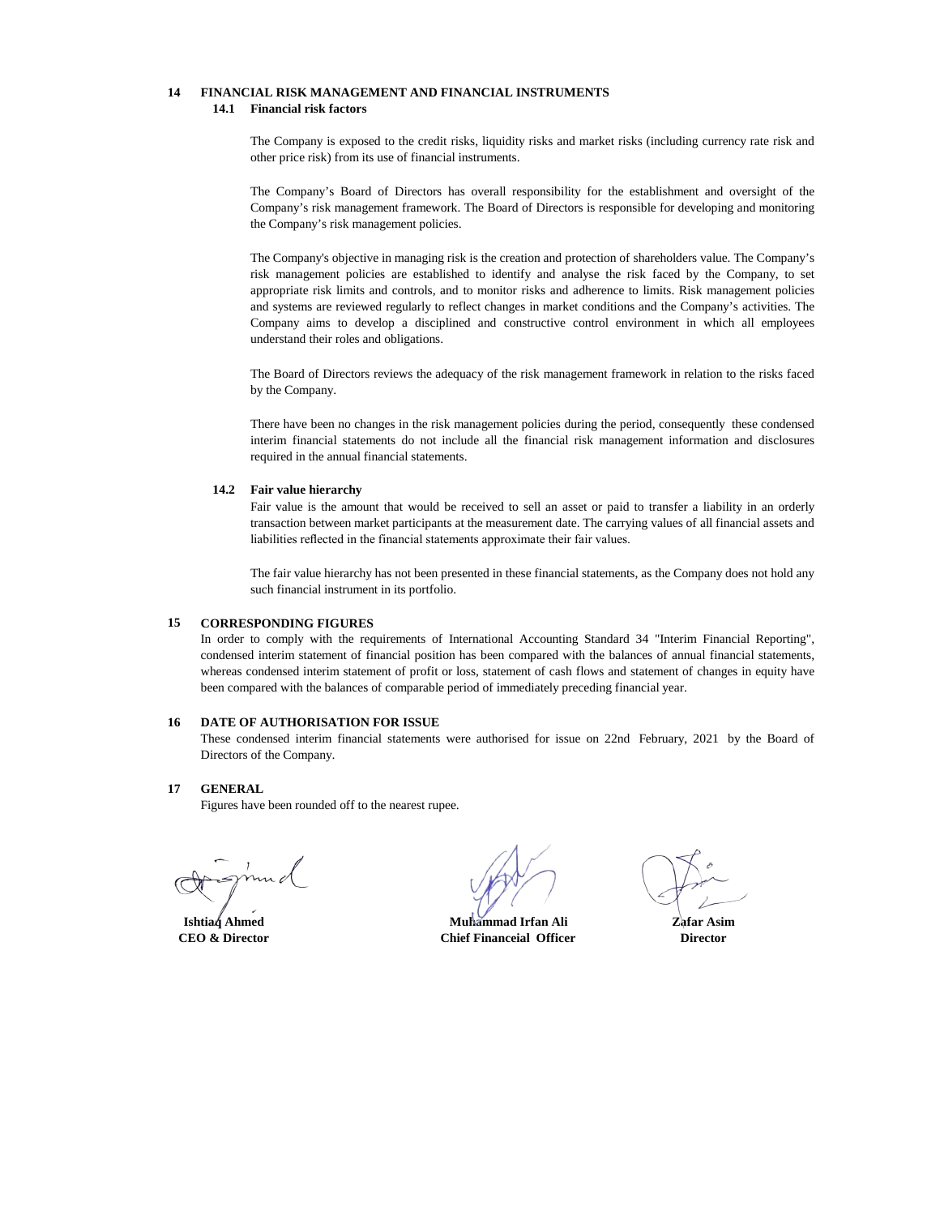## 14 FINANCIAL RISK MANAGEMENT AND FINANCIAL INSTRUMENTS

### 14.1 Financial risk factors

The Company is exposed to the credit risks, liquidity risks and market risks (including currency rate risk and other price risk) from its use of financial instruments.

The Company's Board of Directors has overall responsibility for the establishment and oversight of the Company's risk management framework. The Board of Directors is responsible for developing and monitoring the Company's risk management policies.

The Company's objective in managing risk is the creation and protection of shareholders value. The Company's risk management policies are established to identify and analyse the risk faced by the Company, to set appropriate risk limits and controls, and to monitor risks and adherence to limits. Risk management policies and systems are reviewed regularly to reflect changes in market conditions and the Company's activities. The Company aims to develop a disciplined and constructive control environment in which all employees understand their roles and obligations.

The Board of Directors reviews the adequacy of the risk management framework in relation to the risks faced by the Company.

There have been no changes in the risk management policies during the period, consequently these condensed interim financial statements do not include all the financial risk management information and disclosures required in the annual financial statements.

### 14.2 Fair value hierarchy

Fair value is the amount that would be received to sell an asset or paid to transfer a liability in an orderly transaction between market participants at the measurement date. The carrying values of all financial assets and liabilities reflected in the financial statements approximate their fair values.

The fair value hierarchy has not been presented in these financial statements, as the Company does not hold any such financial instrument in its portfolio.

## 15 CORRESPONDING FIGURES

In order to comply with the requirements of International Accounting Standard 34 "Interim Financial Reporting", condensed interim statement of financial position has been compared with the balances of annual financial statements, whereas condensed interim statement of profit or loss, statement of cash flows and statement of changes in equity have been compared with the balances of comparable period of immediately preceding financial year.

## 16 DATE OF AUTHORISATION FOR ISSUE

These condensed interim financial statements were authorised for issue on 22nd February, 2021 by the Board of Directors of the Company.

## 17 GENERAL

Figures have been rounded off to the nearest rupee.

| **Ishtiaq Ahmed** | **Muhammad Irfan Ali** | **Zafar Asim** |
|---|---|---|
| **CEO & Director** | **Chief Financeial Officer** | **Director** |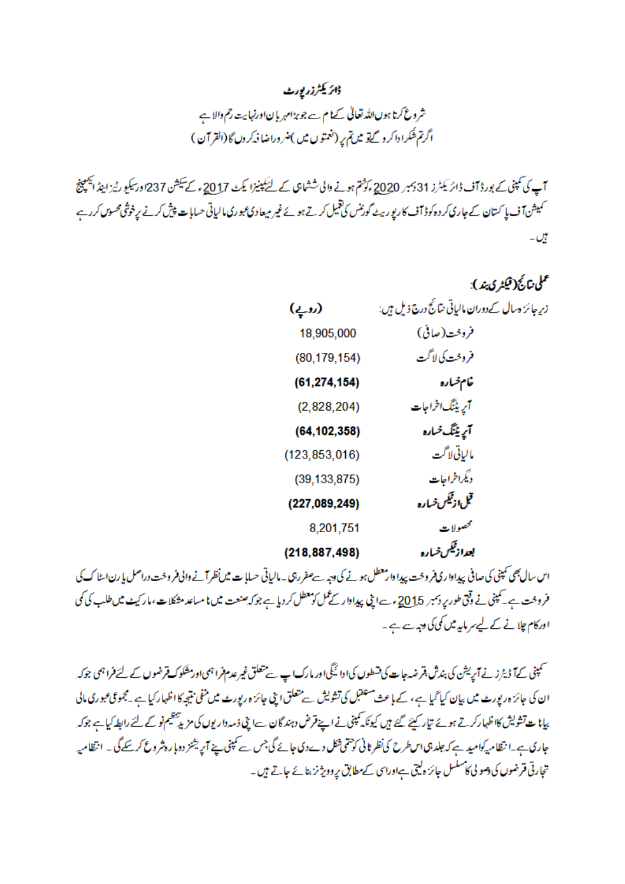## ڈائریکٹرز رپورٹ

شروع کرتا ہوں اللہ تعالیٰ کے نام سے جو بڑا مہربان اور نہایت رحم والا ہے

اگر تم شکر ادا کرو گے تو میں تم پر (نعمتوں میں) ضرور اضافہ کروں گا (القرآن)

آپ کی کمپنی کے بورڈ آف ڈائریکٹرز 31 دسمبر 2020ء کو ختم ہونے والی ششماہی کے لئے کمپنیز ایکٹ 2017ء کے سیکشن 237 اور سیکیورٹیز اینڈ ایکسچینج کمیشن آف پاکستان کے جاری کردہ کوڈ آف کارپوریٹ گورننس کی تعمیل کرتے ہوئے غیر میعادی عبوری مالیاتی حسابات پیش کرنے پر خوشی محسوس کر رہے ہیں۔

### عملی نتائج (فیکٹری بند):

زیر جائزہ سال کے دوران مالیاتی نتائج درج ذیل ہیں:

| | (روپے) |
|---|---|
| فروخت (صافی) | 18,905,000 |
| فروخت کی لاگت | (80,179,154) |
| **خام خسارہ** | **(61,274,154)** |
| آپریٹنگ اخراجات | (2,828,204) |
| **آپریٹنگ خسارہ** | **(64,102,358)** |
| مالیاتی لاگت | (123,853,016) |
| دیگر اخراجات | (39,133,875) |
| **قبل از ٹیکس خسارہ** | **(227,089,249)** |
| محصولات | 8,201,751 |
| **بعد از ٹیکس خسارہ** | **(218,887,498)** |

اس سال بھی کمپنی کی صافی پیداواری فروخت پیداوار معطل ہونے کی وجہ سے صفر رہی۔ مالیاتی حسابات میں نظر آنے والی فروخت دراصل یارن اسٹاک کی فروخت ہے۔ کمپنی نے وقتی طور پر دسمبر 2015ء سے اپنی پیداوار کے عمل کو معطل کر دیا ہے جو کہ صنعت میں نا مساعد مشکلات، مارکیٹ میں طلب کی کمی اور کام چلانے کے لیے سرمایہ میں کمی کی وجہ سے ہے۔

کمپنی کے آڈیٹرز نے آپریشن کی بندش، قرضہ جات کی قسطوں کی ادائیگی اور مارک اپ سے متعلق غیر عدم فراہمی اور مشکوک قرضوں کے لئے فراہمی جو کہ ان کی جائزہ رپورٹ میں بیان کیا گیا ہے، کے باعث مستقبل کی تشویش سے متعلق اپنی جائزہ رپورٹ میں منفی نتیجہ کا اظہار کیا ہے۔ مجموعی عبوری مالی بیانات تشویش کا اظہار کرتے ہوئے تیار کیئے گئے ہیں کیونکہ کمپنی نے اپنے قرض دہندگان سے اپنی ذمہ داریوں کی مزید تنظیم نو کے لئے رابطہ کیا ہے جو کہ جاری ہے۔ انتظامیہ کو امید ہے کہ جلد ہی اس طرح کی نظر ثانی کو حتمی شکل دے دی جائے گی جس سے کمپنی اپنے آپریشنز دوبارہ شروع کر سکے گی۔ انتظامیہ تجارتی قرضوں کی وصولی کا مسلسل جائزہ لیتی ہے اور اسی کے مطابق پرووِیژنز بنائے جاتے ہیں۔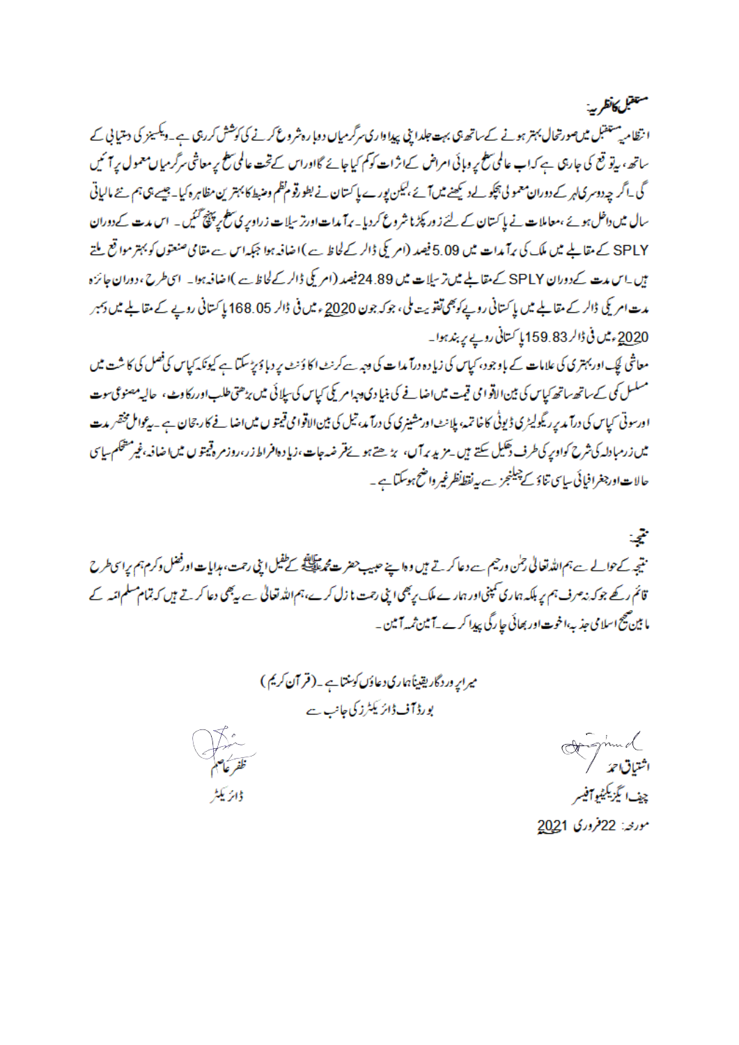## مستقبل کا نظریہ:

انتظامیہ مستقبل میں صورتحال بہتر ہونے کے ساتھ ہی بہت جلد اپنی پیداواری سرگرمیاں دوبارہ شروع کرنے کی کوشش کررہی ہے۔ویکسینز کی دستیابی کے ساتھ، یہ توقع کی جارہی ہے کہ اب عالمی سطح پر وبائی امراض کے اثرات کو کم کیا جائے گا اور اس کے تحت عالمی سطح پر معاشی سرگرمیاں معمول پر آئیں گی۔اگر چہ دوسری لہر کے دوران معمولی بچکولے دیکھنے میں آئے، لیکن پورے پاکستان نے بطور قوم نظم وضبط کا بہترین مظاہرہ کیا۔جیسے ہی ہم نئے مالیاتی سال میں داخل ہوئے، معاملات نے پاکستان کے لئے زور پکڑنا شروع کردیا۔برآمدات اور ترسیلات زر اوپری سطح پر پہنچ گئیں۔ اس مدت کے دوران SPLY کے مقابلے میں ملک کی برآمدات میں 5.09 فیصد (امریکی ڈالر کے لحاظ سے) اضافہ ہوا جبکہ اس سے مقامی صنعتوں کو بہتر مواقع ملتے ہیں۔اس مدت کے دوران SPLY کے مقابلے میں ترسیلات میں 24.89 فیصد (امریکی ڈالر کے لحاظ سے) اضافہ ہوا۔ اسی طرح، دوران جائزہ مدت امریکی ڈالر کے مقابلے میں پاکستانی روپے کو بھی تقویت ملی، جو کہ جون 2020ء میں فی ڈالر 168.05 پاکستانی روپے کے مقابلے میں دسمبر 2020ء میں فی ڈالر 159.83 پاکستانی روپے پر بند ہوا۔

معاشی لچک اور بہتری کی علامات کے باوجود، کپاس کی زیادہ درآمدات کی وجہ سے کرنٹ اکاؤنٹ پر دباؤ پڑسکتا ہے کیونکہ کپاس کی فصل کی کاشت میں مسلسل کمی کے ساتھ ساتھ کپاس کی بین الاقوامی قیمت میں اضافے کی بنیادی وجہ امریکی کپاس کی سپلائی میں بڑھتی طلب اور رکاوٹ، حالیہ مصنوعی سوت اور سوتی کپاس کی درآمد پر ریگولیٹری ڈیوٹی کا خاتمہ، پلانٹ اور مشینری کی درآمد، تیل کی بین الاقوامی قیمتوں میں اضافے کا رجحان ہے۔یہ عوامل مختصر مدت میں زرمبادلہ کی شرح کو اوپر کی طرف دھکیل سکتے ہیں۔مزید برآں، بڑھتے ہوئے قرضہ جات، زیادہ افراط زر، روزمرہ قیمتوں میں اضافہ، غیر مستحکم سیاسی حالات اور جغرافیائی سیاسی تناؤ کے چیلنجز سے یہ نقطہ نظر غیر واضح ہوسکتا ہے۔

## نتیجہ:

نتیجہ کے حوالے سے ہم اللہ تعالیٰ رحمٰن ورحیم سے دعا کرتے ہیں وہ اپنے حبیب حضرت محمد ﷺ کے طفیل اپنی رحمت، ہدایات اور فضل وکرم ہم پر اسی طرح قائم رکھے جو کہ نہ صرف ہم پر بلکہ ہماری کمپنی اور ہمارے ملک پر بھی اپنی رحمت نازل کرے، ہم اللہ تعالیٰ سے یہ بھی دعا کرتے ہیں کہ تمام مسلم امہ کے مابین صحیح اسلامی جذبہ، اخوت اور بھائی چارگی پیدا کرے۔آمین ثمہ آمین۔

میرا پروردگار یقیناً ہماری دعاؤں کو سنتا ہے۔(قرآن کریم)

بورڈ آف ڈائریکٹرز کی جانب سے

اشتیاق احمد
چیف ایگزیکٹیو آفیسر

ظفر عاصم
ڈائریکٹر

مورخہ: 22 فروری 2021